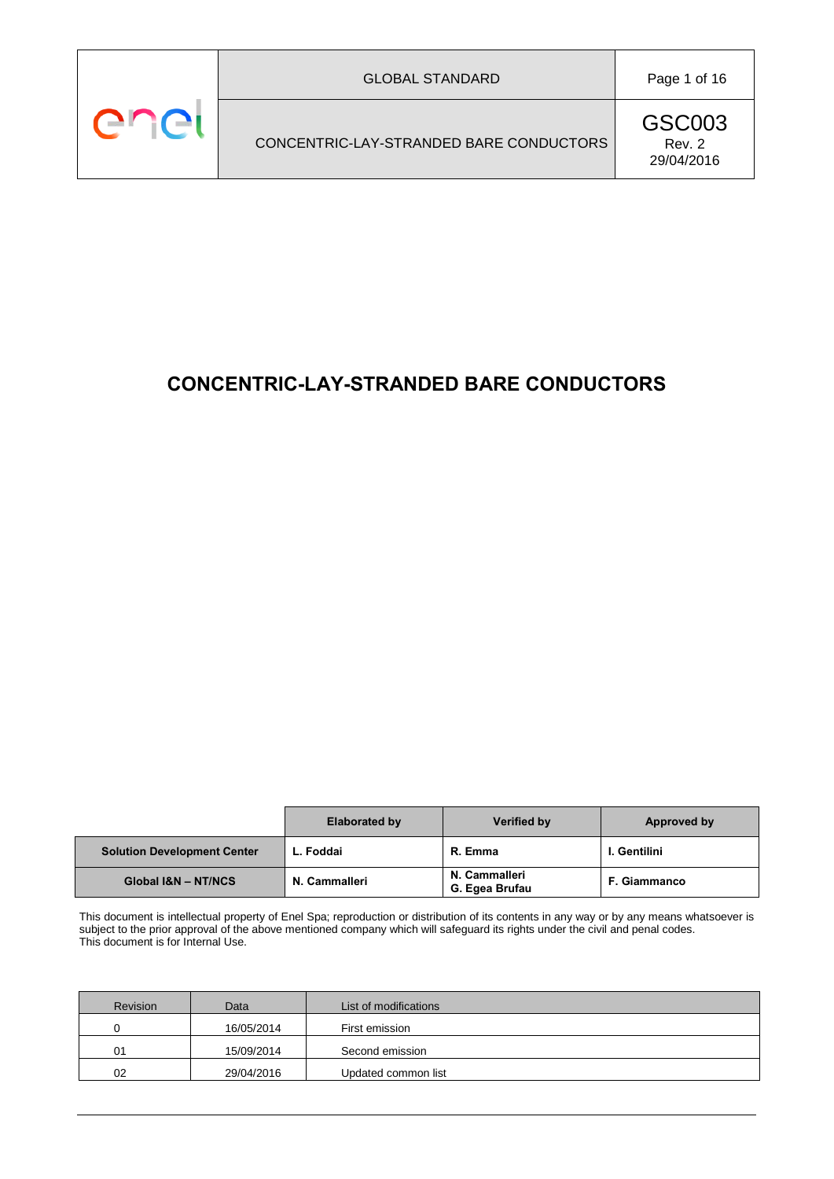# CONCENTRIC-LAY-STRANDED BARE CONDUCTORS

| | Elaborated by | Verified by | Approved by |
|---|---|---|---|
| **Solution Development Center** | **L. Foddai** | **R. Emma** | **I. Gentilini** |
| **Global I&N – NT/NCS** | **N. Cammalleri** | **N. Cammalleri**<br>**G. Egea Brufau** | **F. Giammanco** |

This document is intellectual property of Enel Spa; reproduction or distribution of its contents in any way or by any means whatsoever is subject to the prior approval of the above mentioned company which will safeguard its rights under the civil and penal codes.
This document is for Internal Use.

| Revision | Data | List of modifications |
|---|---|---|
| 0 | 16/05/2014 | First emission |
| 01 | 15/09/2014 | Second emission |
| 02 | 29/04/2016 | Updated common list |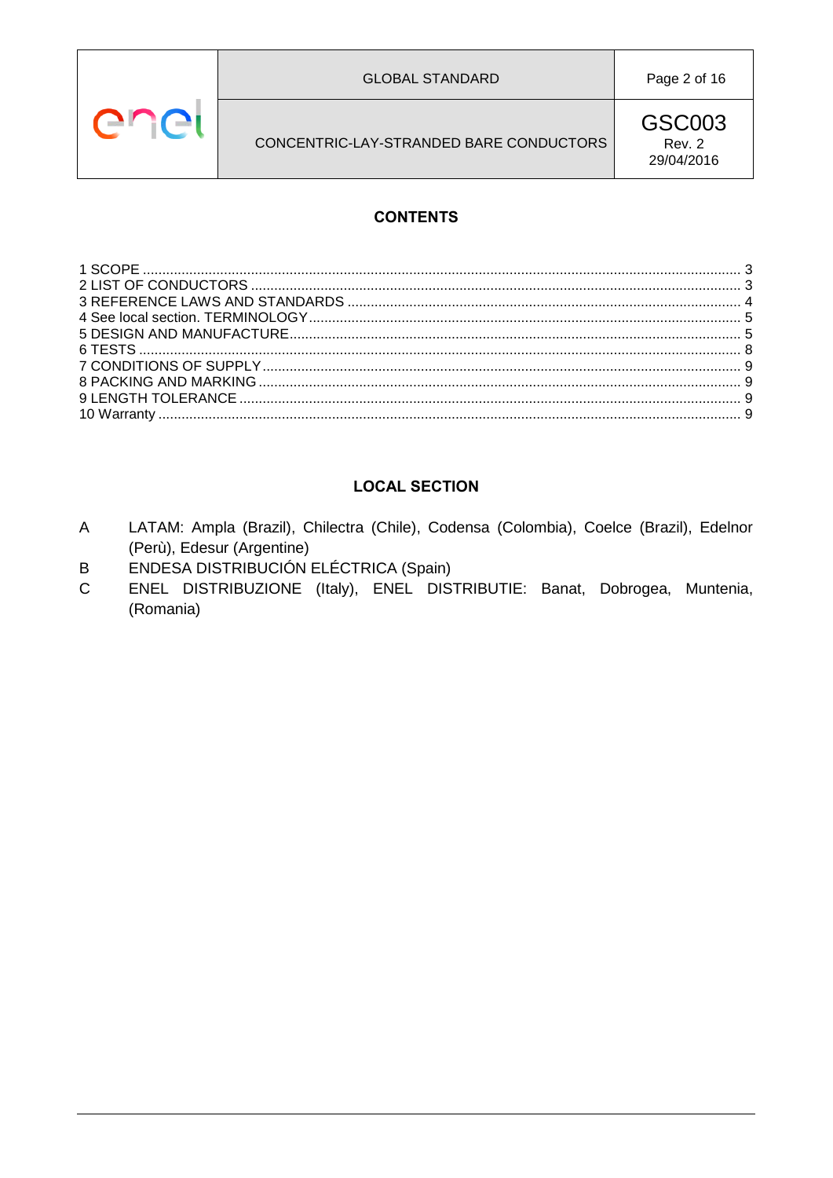## CONTENTS

1 SCOPE ........................................................................................................................................... 3
2 LIST OF CONDUCTORS .............................................................................................................. 3
3 REFERENCE LAWS AND STANDARDS ..................................................................................... 4
4 See local section. TERMINOLOGY ............................................................................................... 5
5 DESIGN AND MANUFACTURE.................................................................................................... 5
6 TESTS ........................................................................................................................................... 8
7 CONDITIONS OF SUPPLY ........................................................................................................... 9
8 PACKING AND MARKING ............................................................................................................ 9
9 LENGTH TOLERANCE ................................................................................................................. 9
10 Warranty ...................................................................................................................................... 9

## LOCAL SECTION

A LATAM: Ampla (Brazil), Chilectra (Chile), Codensa (Colombia), Coelce (Brazil), Edelnor (Perù), Edesur (Argentine)

B ENDESA DISTRIBUCIÓN ELÉCTRICA (Spain)

C ENEL DISTRIBUZIONE (Italy), ENEL DISTRIBUTIE: Banat, Dobrogea, Muntenia, (Romania)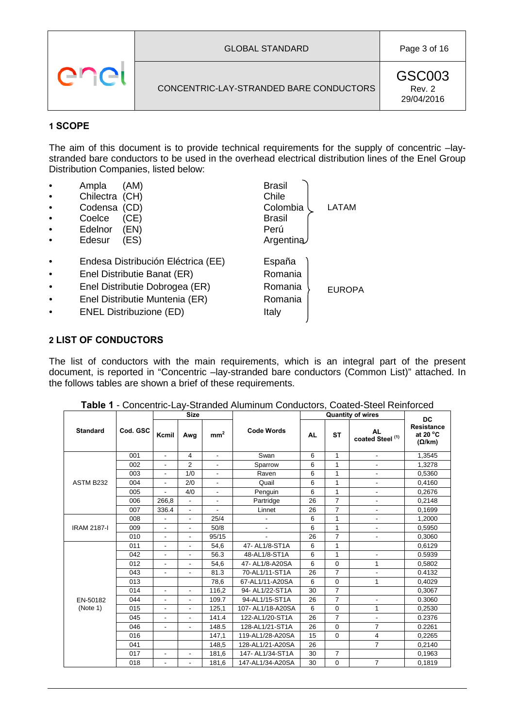## 1 SCOPE

The aim of this document is to provide technical requirements for the supply of concentric –lay-stranded bare conductors to be used in the overhead electrical distribution lines of the Enel Group Distribution Companies, listed below:

| Company | Country | Region |
|---|---|---|
| Ampla (AM) | Brasil | LATAM |
| Chilectra (CH) | Chile | LATAM |
| Codensa (CD) | Colombia | LATAM |
| Coelce (CE) | Brasil | LATAM |
| Edelnor (EN) | Perú | LATAM |
| Edesur (ES) | Argentina | LATAM |
| Endesa Distribución Eléctrica (EE) | España | EUROPA |
| Enel Distributie Banat (ER) | Romania | EUROPA |
| Enel Distributie Dobrogea (ER) | Romania | EUROPA |
| Enel Distributie Muntenia (ER) | Romania | EUROPA |
| ENEL Distribuzione (ED) | Italy | EUROPA |

## 2 LIST OF CONDUCTORS

The list of conductors with the main requirements, which is an integral part of the present document, is reported in "Concentric –lay-stranded bare conductors (Common List)" attached. In the follows tables are shown a brief of these requirements.

**Table 1** - Concentric-Lay-Stranded Aluminum Conductors, Coated-Steel Reinforced

| Standard | Cod. GSC | Size | | | Code Words | Quantity of wires | | | DC Resistance at 20 °C (Ω/km) |
|---|---|---|---|---|---|---|---|---|---|
| | | Kcmil | Awg | $mm^2$ | | AL | ST | AL coated Steel (1) | |
| ASTM B232 | 001 | - | 4 | - | Swan | 6 | 1 | - | 1,3545 |
| | 002 | - | 2 | - | Sparrow | 6 | 1 | - | 1,3278 |
| | 003 | - | 1/0 | - | Raven | 6 | 1 | - | 0,5360 |
| | 004 | - | 2/0 | - | Quail | 6 | 1 | - | 0,4160 |
| | 005 | - | 4/0 | - | Penguin | 6 | 1 | - | 0,2676 |
| | 006 | 266,8 | - | - | Partridge | 26 | 7 | - | 0,2148 |
| | 007 | 336.4 | - | - | Linnet | 26 | 7 | - | 0,1699 |
| IRAM 2187-I | 008 | - | - | 25/4 | - | 6 | 1 | - | 1,2000 |
| | 009 | - | - | 50/8 | - | 6 | 1 | - | 0,5950 |
| | 010 | - | - | 95/15 | - | 26 | 7 | - | 0,3060 |
| EN-50182 (Note 1) | 011 | - | - | 54,6 | 47- AL1/8-ST1A | 6 | 1 | | 0,6129 |
| | 042 | - | - | 56.3 | 48-AL1/8-ST1A | 6 | 1 | - | 0.5939 |
| | 012 | - | - | 54,6 | 47- AL1/8-A20SA | 6 | 0 | 1 | 0,5802 |
| | 043 | - | - | 81.3 | 70-AL1/11-ST1A | 26 | 7 | - | 0.4132 |
| | 013 | | | 78,6 | 67-AL1/11-A20SA | 6 | 0 | 1 | 0,4029 |
| | 014 | - | - | 116,2 | 94- AL1/22-ST1A | 30 | 7 | - | 0,3067 |
| | 044 | - | - | 109.7 | 94-AL1/15-ST1A | 26 | 7 | - | 0.3060 |
| | 015 | - | - | 125,1 | 107- AL1/18-A20SA | 6 | 0 | 1 | 0,2530 |
| | 045 | - | - | 141.4 | 122-AL1/20-ST1A | 26 | 7 | - | 0.2376 |
| | 046 | - | - | 148.5 | 128-AL1/21-ST1A | 26 | 0 | 7 | 0.2261 |
| | 016 | | | 147,1 | 119-AL1/28-A20SA | 15 | 0 | 4 | 0,2265 |
| | 041 | | | 148,5 | 128-AL1/21-A20SA | 26 | | 7 | 0,2140 |
| | 017 | - | - | 181,6 | 147- AL1/34-ST1A | 30 | 7 | | 0,1963 |
| | 018 | - | - | 181,6 | 147-AL1/34-A20SA | 30 | 0 | 7 | 0,1819 |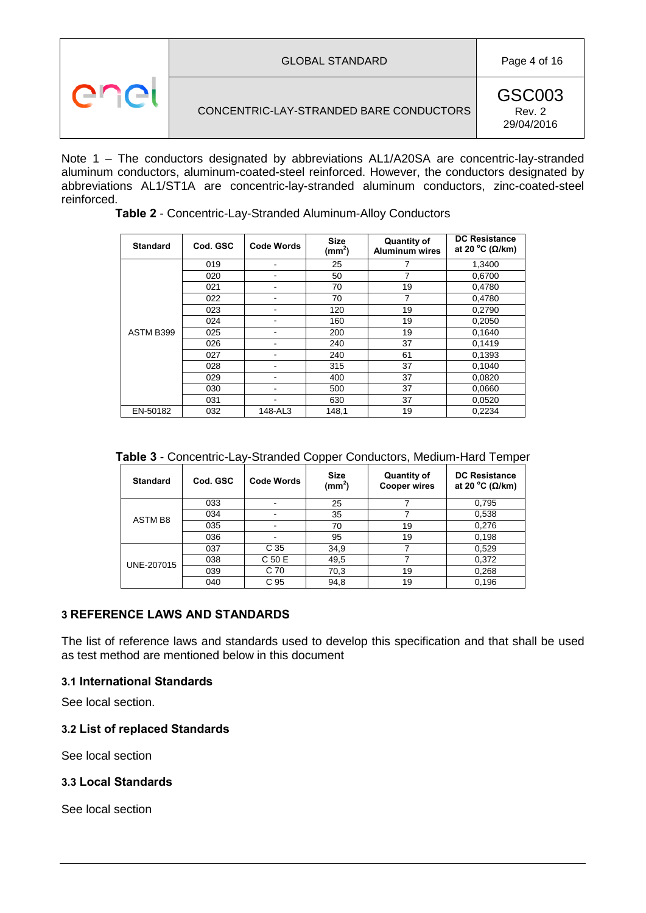Note 1 – The conductors designated by abbreviations AL1/A20SA are concentric-lay-stranded aluminum conductors, aluminum-coated-steel reinforced. However, the conductors designated by abbreviations AL1/ST1A are concentric-lay-stranded aluminum conductors, zinc-coated-steel reinforced.

**Table 2** - Concentric-Lay-Stranded Aluminum-Alloy Conductors

| Standard | Cod. GSC | Code Words | Size (mm$^2$) | Quantity of Aluminum wires | DC Resistance at 20 °C (Ω/km) |
|---|---|---|---|---|---|
| ASTM B399 | 019 | - | 25 | 7 | 1,3400 |
| | 020 | - | 50 | 7 | 0,6700 |
| | 021 | - | 70 | 19 | 0,4780 |
| | 022 | - | 70 | 7 | 0,4780 |
| | 023 | - | 120 | 19 | 0,2790 |
| | 024 | - | 160 | 19 | 0,2050 |
| | 025 | - | 200 | 19 | 0,1640 |
| | 026 | - | 240 | 37 | 0,1419 |
| | 027 | - | 240 | 61 | 0,1393 |
| | 028 | - | 315 | 37 | 0,1040 |
| | 029 | - | 400 | 37 | 0,0820 |
| | 030 | - | 500 | 37 | 0,0660 |
| | 031 | - | 630 | 37 | 0,0520 |
| EN-50182 | 032 | 148-AL3 | 148,1 | 19 | 0,2234 |

**Table 3** - Concentric-Lay-Stranded Copper Conductors, Medium-Hard Temper

| Standard | Cod. GSC | Code Words | Size (mm$^2$) | Quantity of Cooper wires | DC Resistance at 20 °C (Ω/km) |
|---|---|---|---|---|---|
| ASTM B8 | 033 | - | 25 | 7 | 0,795 |
| | 034 | - | 35 | 7 | 0,538 |
| | 035 | - | 70 | 19 | 0,276 |
| | 036 | - | 95 | 19 | 0,198 |
| UNE-207015 | 037 | C 35 | 34,9 | 7 | 0,529 |
| | 038 | C 50 E | 49,5 | 7 | 0,372 |
| | 039 | C 70 | 70,3 | 19 | 0,268 |
| | 040 | C 95 | 94,8 | 19 | 0,196 |

## 3 REFERENCE LAWS AND STANDARDS

The list of reference laws and standards used to develop this specification and that shall be used as test method are mentioned below in this document

### 3.1 International Standards

See local section.

### 3.2 List of replaced Standards

See local section

### 3.3 Local Standards

See local section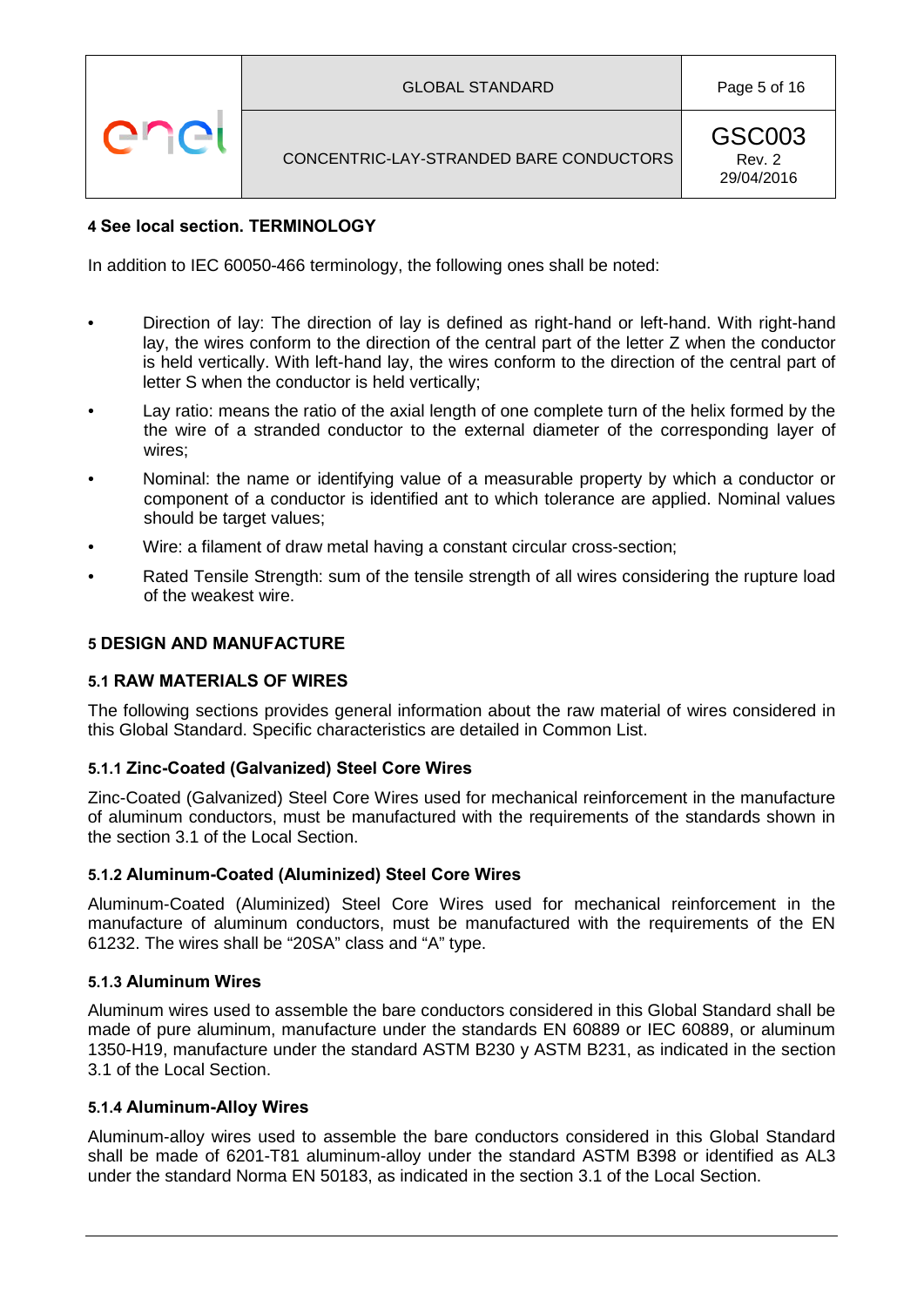## 4 See local section. TERMINOLOGY

In addition to IEC 60050-466 terminology, the following ones shall be noted:

- Direction of lay: The direction of lay is defined as right-hand or left-hand. With right-hand lay, the wires conform to the direction of the central part of the letter Z when the conductor is held vertically. With left-hand lay, the wires conform to the direction of the central part of letter S when the conductor is held vertically;
- Lay ratio: means the ratio of the axial length of one complete turn of the helix formed by the the wire of a stranded conductor to the external diameter of the corresponding layer of wires;
- Nominal: the name or identifying value of a measurable property by which a conductor or component of a conductor is identified ant to which tolerance are applied. Nominal values should be target values;
- Wire: a filament of draw metal having a constant circular cross-section;
- Rated Tensile Strength: sum of the tensile strength of all wires considering the rupture load of the weakest wire.

## 5 DESIGN AND MANUFACTURE

### 5.1 RAW MATERIALS OF WIRES

The following sections provides general information about the raw material of wires considered in this Global Standard. Specific characteristics are detailed in Common List.

#### 5.1.1 Zinc-Coated (Galvanized) Steel Core Wires

Zinc-Coated (Galvanized) Steel Core Wires used for mechanical reinforcement in the manufacture of aluminum conductors, must be manufactured with the requirements of the standards shown in the section 3.1 of the Local Section.

#### 5.1.2 Aluminum-Coated (Aluminized) Steel Core Wires

Aluminum-Coated (Aluminized) Steel Core Wires used for mechanical reinforcement in the manufacture of aluminum conductors, must be manufactured with the requirements of the EN 61232. The wires shall be "20SA" class and "A" type.

#### 5.1.3 Aluminum Wires

Aluminum wires used to assemble the bare conductors considered in this Global Standard shall be made of pure aluminum, manufacture under the standards EN 60889 or IEC 60889, or aluminum 1350-H19, manufacture under the standard ASTM B230 y ASTM B231, as indicated in the section 3.1 of the Local Section.

#### 5.1.4 Aluminum-Alloy Wires

Aluminum-alloy wires used to assemble the bare conductors considered in this Global Standard shall be made of 6201-T81 aluminum-alloy under the standard ASTM B398 or identified as AL3 under the standard Norma EN 50183, as indicated in the section 3.1 of the Local Section.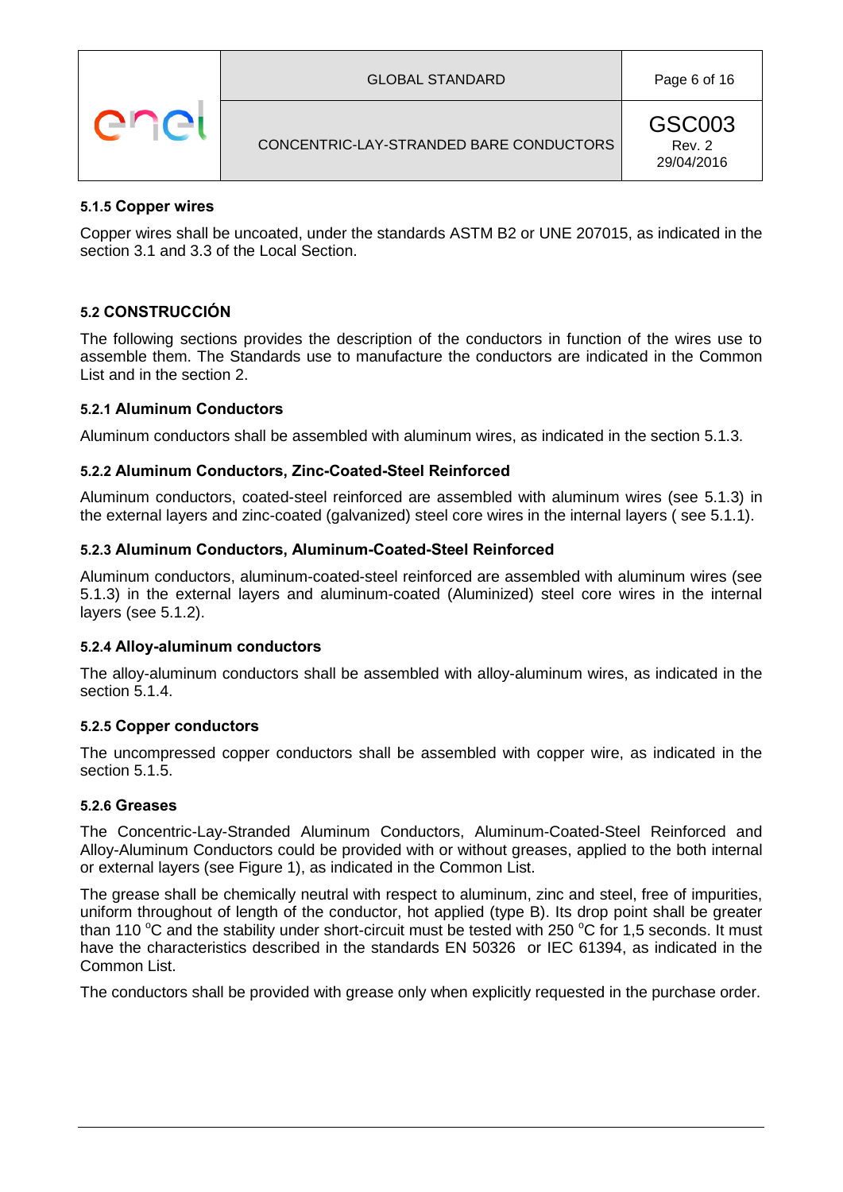#### 5.1.5 Copper wires

Copper wires shall be uncoated, under the standards ASTM B2 or UNE 207015, as indicated in the section 3.1 and 3.3 of the Local Section.

### 5.2 CONSTRUCCIÓN

The following sections provides the description of the conductors in function of the wires use to assemble them. The Standards use to manufacture the conductors are indicated in the Common List and in the section 2.

#### 5.2.1 Aluminum Conductors

Aluminum conductors shall be assembled with aluminum wires, as indicated in the section 5.1.3.

#### 5.2.2 Aluminum Conductors, Zinc-Coated-Steel Reinforced

Aluminum conductors, coated-steel reinforced are assembled with aluminum wires (see 5.1.3) in the external layers and zinc-coated (galvanized) steel core wires in the internal layers ( see 5.1.1).

#### 5.2.3 Aluminum Conductors, Aluminum-Coated-Steel Reinforced

Aluminum conductors, aluminum-coated-steel reinforced are assembled with aluminum wires (see 5.1.3) in the external layers and aluminum-coated (Aluminized) steel core wires in the internal layers (see 5.1.2).

#### 5.2.4 Alloy-aluminum conductors

The alloy-aluminum conductors shall be assembled with alloy-aluminum wires, as indicated in the section 5.1.4.

#### 5.2.5 Copper conductors

The uncompressed copper conductors shall be assembled with copper wire, as indicated in the section 5.1.5.

#### 5.2.6 Greases

The Concentric-Lay-Stranded Aluminum Conductors, Aluminum-Coated-Steel Reinforced and Alloy-Aluminum Conductors could be provided with or without greases, applied to the both internal or external layers (see Figure 1), as indicated in the Common List.

The grease shall be chemically neutral with respect to aluminum, zinc and steel, free of impurities, uniform throughout of length of the conductor, hot applied (type B). Its drop point shall be greater than 110 $^{o}$C and the stability under short-circuit must be tested with 250 $^{o}$C for 1,5 seconds. It must have the characteristics described in the standards EN 50326 or IEC 61394, as indicated in the Common List.

The conductors shall be provided with grease only when explicitly requested in the purchase order.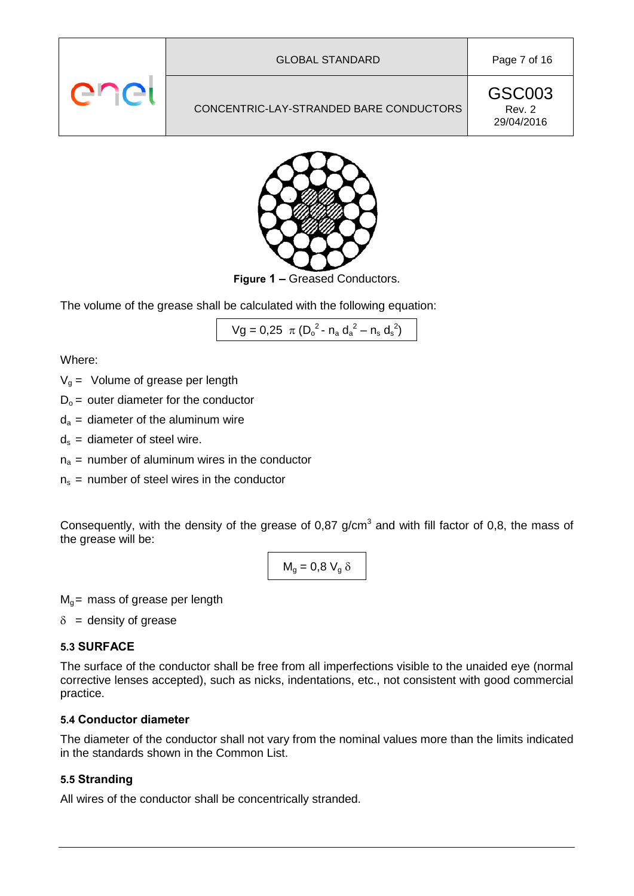**Figure 1 –** Greased Conductors.

The volume of the grease shall be calculated with the following equation:

$$V_g = 0{,}25\ \pi\ (D_o^2 - n_a\, d_a^2 - n_s\, d_s^2)$$

Where:

$V_g$ = Volume of grease per length

$D_o$ = outer diameter for the conductor

$d_a$ = diameter of the aluminum wire

$d_s$ = diameter of steel wire.

$n_a$ = number of aluminum wires in the conductor

$n_s$ = number of steel wires in the conductor

Consequently, with the density of the grease of 0,87 g/cm$^3$ and with fill factor of 0,8, the mass of the grease will be:

$$M_g = 0{,}8\ V_g\ \delta$$

$M_g$ = mass of grease per length

$\delta$ = density of grease

### 5.3 SURFACE

The surface of the conductor shall be free from all imperfections visible to the unaided eye (normal corrective lenses accepted), such as nicks, indentations, etc., not consistent with good commercial practice.

### 5.4 Conductor diameter

The diameter of the conductor shall not vary from the nominal values more than the limits indicated in the standards shown in the Common List.

### 5.5 Stranding

All wires of the conductor shall be concentrically stranded.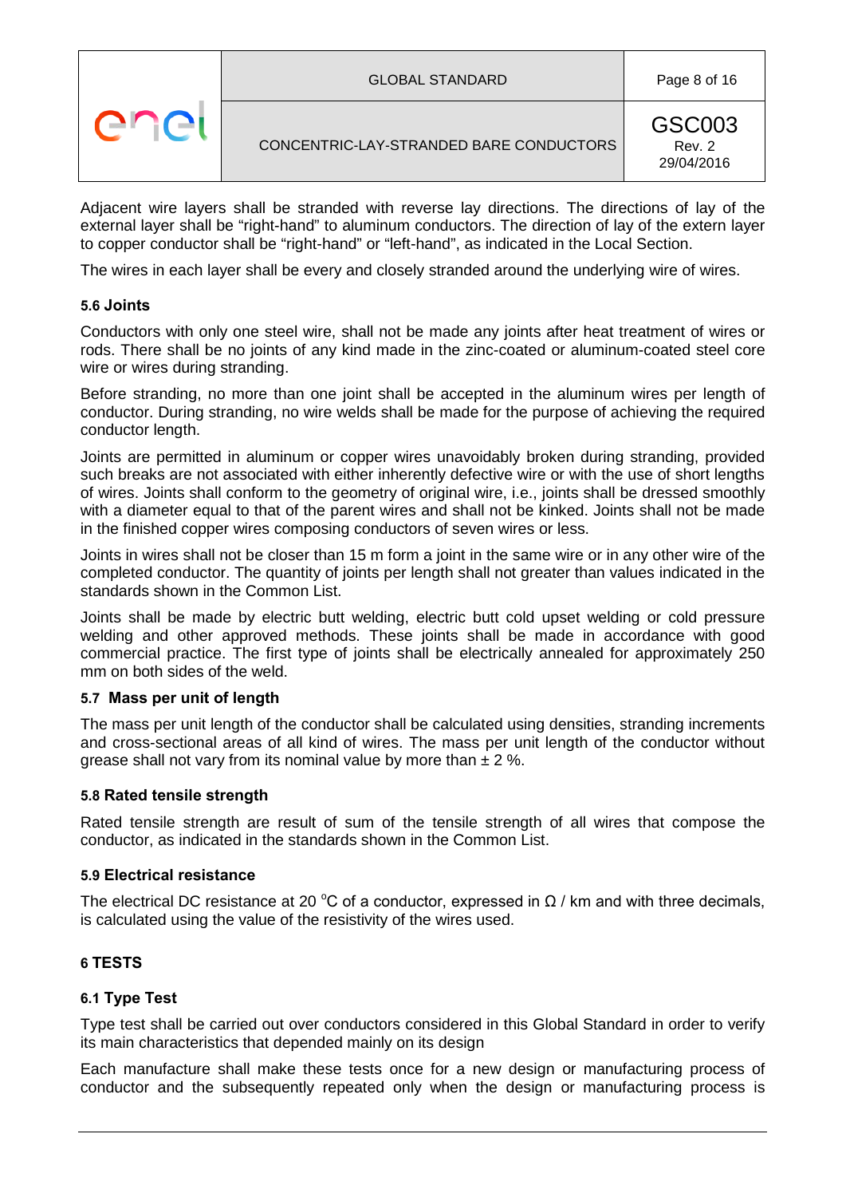Adjacent wire layers shall be stranded with reverse lay directions. The directions of lay of the external layer shall be "right-hand" to aluminum conductors. The direction of lay of the extern layer to copper conductor shall be "right-hand" or "left-hand", as indicated in the Local Section.

The wires in each layer shall be every and closely stranded around the underlying wire of wires.

### 5.6 Joints

Conductors with only one steel wire, shall not be made any joints after heat treatment of wires or rods. There shall be no joints of any kind made in the zinc-coated or aluminum-coated steel core wire or wires during stranding.

Before stranding, no more than one joint shall be accepted in the aluminum wires per length of conductor. During stranding, no wire welds shall be made for the purpose of achieving the required conductor length.

Joints are permitted in aluminum or copper wires unavoidably broken during stranding, provided such breaks are not associated with either inherently defective wire or with the use of short lengths of wires. Joints shall conform to the geometry of original wire, i.e., joints shall be dressed smoothly with a diameter equal to that of the parent wires and shall not be kinked. Joints shall not be made in the finished copper wires composing conductors of seven wires or less.

Joints in wires shall not be closer than 15 m form a joint in the same wire or in any other wire of the completed conductor. The quantity of joints per length shall not greater than values indicated in the standards shown in the Common List.

Joints shall be made by electric butt welding, electric butt cold upset welding or cold pressure welding and other approved methods. These joints shall be made in accordance with good commercial practice. The first type of joints shall be electrically annealed for approximately 250 mm on both sides of the weld.

### 5.7 Mass per unit of length

The mass per unit length of the conductor shall be calculated using densities, stranding increments and cross-sectional areas of all kind of wires. The mass per unit length of the conductor without grease shall not vary from its nominal value by more than ± 2 %.

### 5.8 Rated tensile strength

Rated tensile strength are result of sum of the tensile strength of all wires that compose the conductor, as indicated in the standards shown in the Common List.

### 5.9 Electrical resistance

The electrical DC resistance at 20 °C of a conductor, expressed in Ω / km and with three decimals, is calculated using the value of the resistivity of the wires used.

## 6 TESTS

### 6.1 Type Test

Type test shall be carried out over conductors considered in this Global Standard in order to verify its main characteristics that depended mainly on its design

Each manufacture shall make these tests once for a new design or manufacturing process of conductor and the subsequently repeated only when the design or manufacturing process is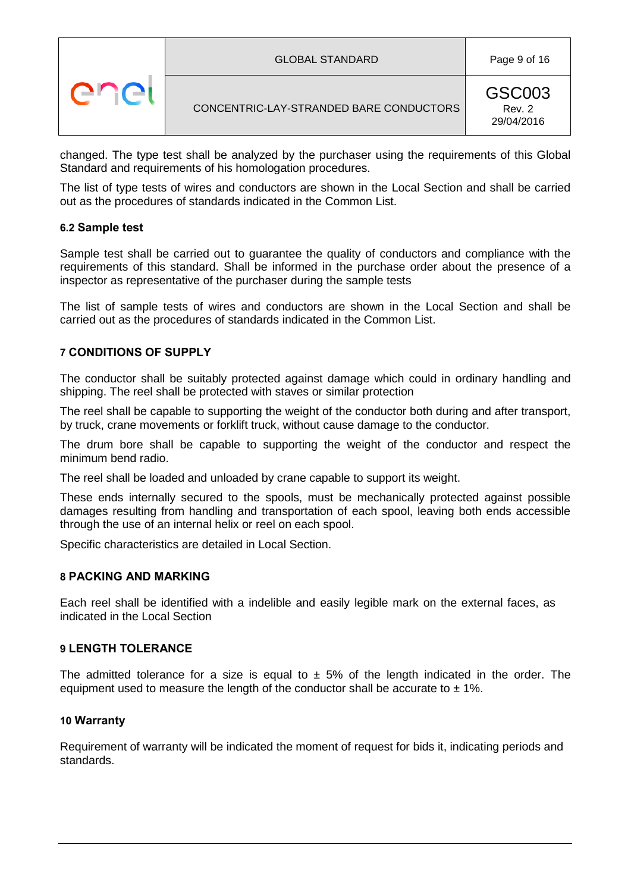changed. The type test shall be analyzed by the purchaser using the requirements of this Global Standard and requirements of his homologation procedures.

The list of type tests of wires and conductors are shown in the Local Section and shall be carried out as the procedures of standards indicated in the Common List.

### 6.2 Sample test

Sample test shall be carried out to guarantee the quality of conductors and compliance with the requirements of this standard. Shall be informed in the purchase order about the presence of a inspector as representative of the purchaser during the sample tests

The list of sample tests of wires and conductors are shown in the Local Section and shall be carried out as the procedures of standards indicated in the Common List.

## 7 CONDITIONS OF SUPPLY

The conductor shall be suitably protected against damage which could in ordinary handling and shipping. The reel shall be protected with staves or similar protection

The reel shall be capable to supporting the weight of the conductor both during and after transport, by truck, crane movements or forklift truck, without cause damage to the conductor.

The drum bore shall be capable to supporting the weight of the conductor and respect the minimum bend radio.

The reel shall be loaded and unloaded by crane capable to support its weight.

These ends internally secured to the spools, must be mechanically protected against possible damages resulting from handling and transportation of each spool, leaving both ends accessible through the use of an internal helix or reel on each spool.

Specific characteristics are detailed in Local Section.

## 8 PACKING AND MARKING

Each reel shall be identified with a indelible and easily legible mark on the external faces, as indicated in the Local Section

## 9 LENGTH TOLERANCE

The admitted tolerance for a size is equal to ± 5% of the length indicated in the order. The equipment used to measure the length of the conductor shall be accurate to ± 1%.

## 10 Warranty

Requirement of warranty will be indicated the moment of request for bids it, indicating periods and standards.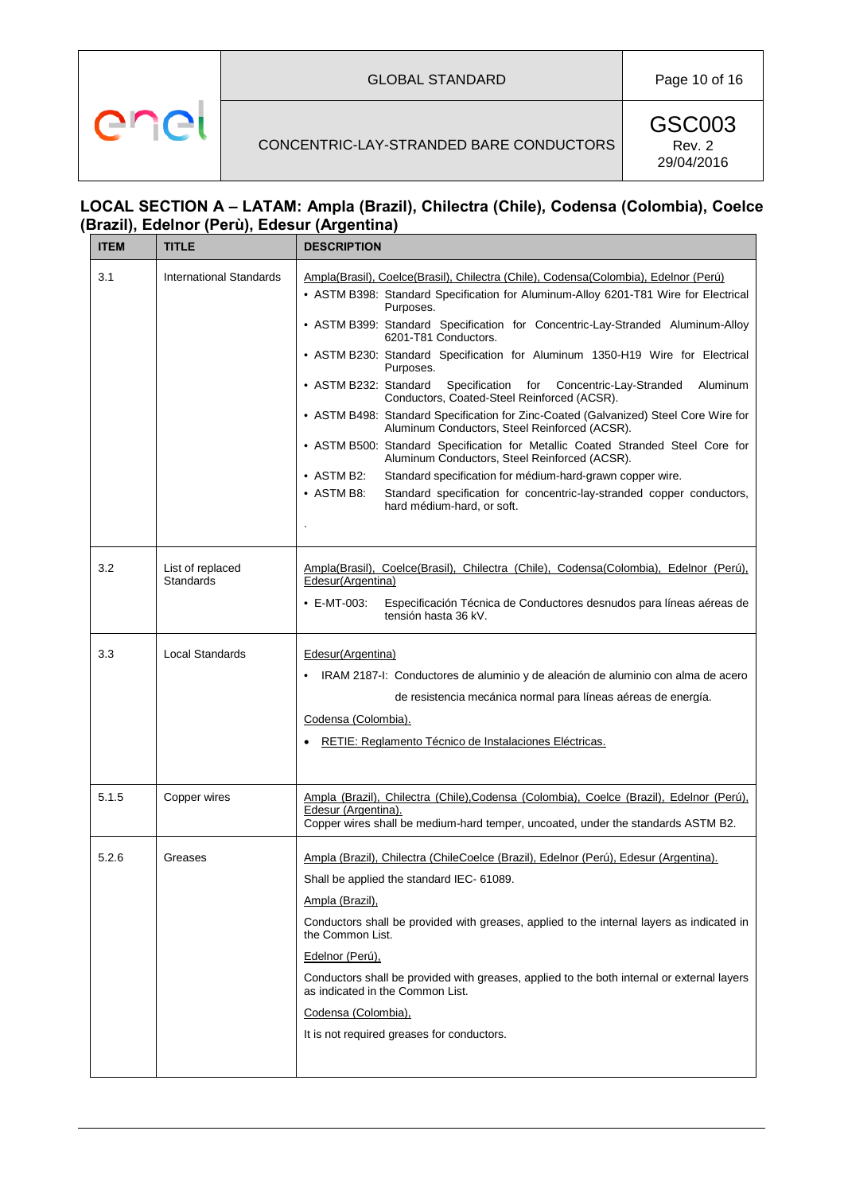## LOCAL SECTION A – LATAM: Ampla (Brazil), Chilectra (Chile), Codensa (Colombia), Coelce (Brazil), Edelnor (Perù), Edesur (Argentina)

| ITEM | TITLE | DESCRIPTION |
|---|---|---|
| 3.1 | International Standards | Ampla(Brasil), Coelce(Brasil), Chilectra (Chile), Codensa(Colombia), Edelnor (Perú)<br>• ASTM B398: Standard Specification for Aluminum-Alloy 6201-T81 Wire for Electrical Purposes.<br>• ASTM B399: Standard Specification for Concentric-Lay-Stranded Aluminum-Alloy 6201-T81 Conductors.<br>• ASTM B230: Standard Specification for Aluminum 1350-H19 Wire for Electrical Purposes.<br>• ASTM B232: Standard Specification for Concentric-Lay-Stranded Aluminum Conductors, Coated-Steel Reinforced (ACSR).<br>• ASTM B498: Standard Specification for Zinc-Coated (Galvanized) Steel Core Wire for Aluminum Conductors, Steel Reinforced (ACSR).<br>• ASTM B500: Standard Specification for Metallic Coated Stranded Steel Core for Aluminum Conductors, Steel Reinforced (ACSR).<br>• ASTM B2: Standard specification for médium-hard-grawn copper wire.<br>• ASTM B8: Standard specification for concentric-lay-stranded copper conductors, hard médium-hard, or soft.<br>. |
| 3.2 | List of replaced Standards | Ampla(Brasil), Coelce(Brasil), Chilectra (Chile), Codensa(Colombia), Edelnor (Perú), Edesur(Argentina)<br>• E-MT-003: Especificación Técnica de Conductores desnudos para líneas aéreas de tensión hasta 36 kV. |
| 3.3 | Local Standards | Edesur(Argentina)<br>• IRAM 2187-I: Conductores de aluminio y de aleación de aluminio con alma de acero de resistencia mecánica normal para líneas aéreas de energía.<br>Codensa (Colombia).<br>• RETIE: Reglamento Técnico de Instalaciones Eléctricas. |
| 5.1.5 | Copper wires | Ampla (Brazil), Chilectra (Chile),Codensa (Colombia), Coelce (Brazil), Edelnor (Perú), Edesur (Argentina).<br>Copper wires shall be medium-hard temper, uncoated, under the standards ASTM B2. |
| 5.2.6 | Greases | Ampla (Brazil), Chilectra (ChileCoelce (Brazil), Edelnor (Perú), Edesur (Argentina).<br>Shall be applied the standard IEC- 61089.<br>Ampla (Brazil),<br>Conductors shall be provided with greases, applied to the internal layers as indicated in the Common List.<br>Edelnor (Perú),<br>Conductors shall be provided with greases, applied to the both internal or external layers as indicated in the Common List.<br>Codensa (Colombia),<br>It is not required greases for conductors. |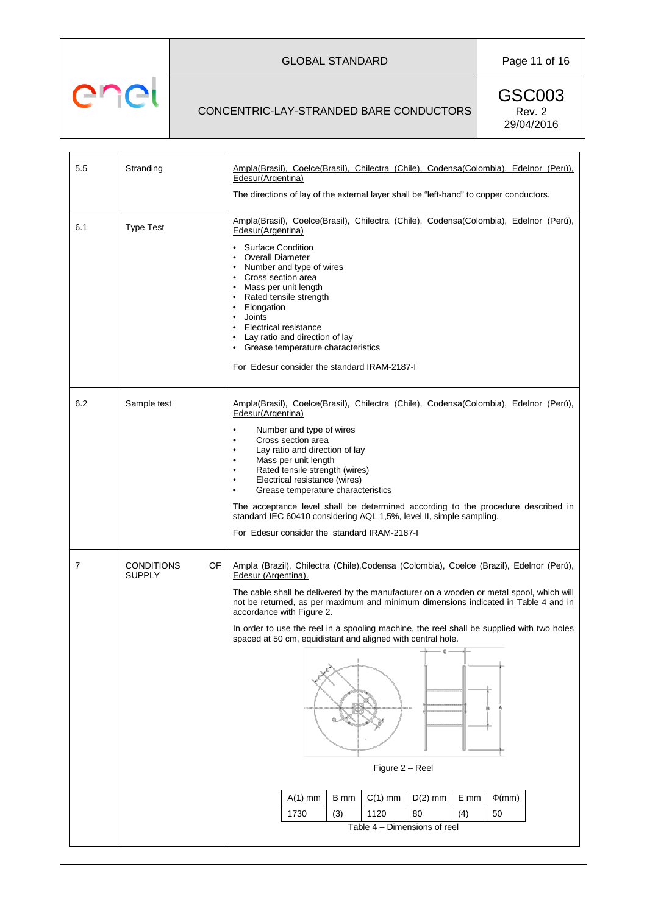| | | |
|---|---|---|
| 5.5 | Stranding | Ampla(Brasil), Coelce(Brasil), Chilectra (Chile), Codensa(Colombia), Edelnor (Perú), Edesur(Argentina)<br><br>The directions of lay of the external layer shall be "left-hand" to copper conductors. |
| 6.1 | Type Test | Ampla(Brasil), Coelce(Brasil), Chilectra (Chile), Codensa(Colombia), Edelnor (Perú), Edesur(Argentina)<br><br>• Surface Condition<br>• Overall Diameter<br>• Number and type of wires<br>• Cross section area<br>• Mass per unit length<br>• Rated tensile strength<br>• Elongation<br>• Joints<br>• Electrical resistance<br>• Lay ratio and direction of lay<br>• Grease temperature characteristics<br><br>For Edesur consider the standard IRAM-2187-I |
| 6.2 | Sample test | Ampla(Brasil), Coelce(Brasil), Chilectra (Chile), Codensa(Colombia), Edelnor (Perú), Edesur(Argentina)<br><br>• Number and type of wires<br>• Cross section area<br>• Lay ratio and direction of lay<br>• Mass per unit length<br>• Rated tensile strength (wires)<br>• Electrical resistance (wires)<br>• Grease temperature characteristics<br><br>The acceptance level shall be determined according to the procedure described in standard IEC 60410 considering AQL 1,5%, level II, simple sampling.<br><br>For Edesur consider the standard IRAM-2187-I |
| 7 | CONDITIONS OF SUPPLY | Ampla (Brazil), Chilectra (Chile),Codensa (Colombia), Coelce (Brazil), Edelnor (Perú), Edesur (Argentina).<br><br>The cable shall be delivered by the manufacturer on a wooden or metal spool, which will not be returned, as per maximum and minimum dimensions indicated in Table 4 and in accordance with Figure 2.<br><br>In order to use the reel in a spooling machine, the reel shall be supplied with two holes spaced at 50 cm, equidistant and aligned with central hole. |

Figure 2 – Reel

| A(1) mm | B mm | C(1) mm | D(2) mm | E mm | Φ(mm) |
|---|---|---|---|---|---|
| 1730 | (3) | 1120 | 80 | (4) | 50 |

Table 4 – Dimensions of reel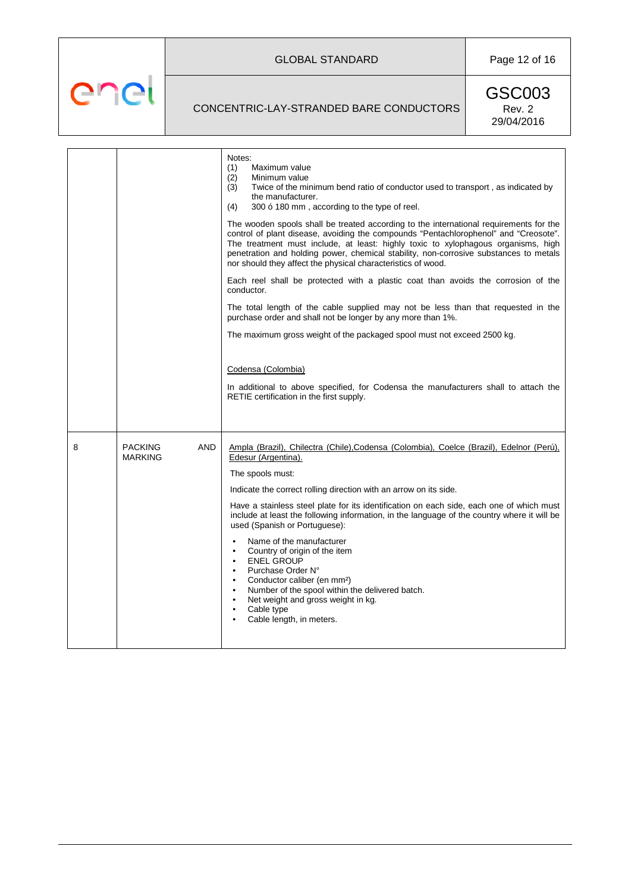| | | |
|---|---|---|
| | | Notes:<br>(1) Maximum value<br>(2) Minimum value<br>(3) Twice of the minimum bend ratio of conductor used to transport , as indicated by the manufacturer.<br>(4) 300 ó 180 mm , according to the type of reel.<br><br>The wooden spools shall be treated according to the international requirements for the control of plant disease, avoiding the compounds "Pentachlorophenol" and "Creosote". The treatment must include, at least: highly toxic to xylophagous organisms, high penetration and holding power, chemical stability, non-corrosive substances to metals nor should they affect the physical characteristics of wood.<br><br>Each reel shall be protected with a plastic coat than avoids the corrosion of the conductor.<br><br>The total length of the cable supplied may not be less than that requested in the purchase order and shall not be longer by any more than 1%.<br><br>The maximum gross weight of the packaged spool must not exceed 2500 kg.<br><br><u>Codensa (Colombia)</u><br><br>In additional to above specified, for Codensa the manufacturers shall to attach the RETIE certification in the first supply. |
| 8 | PACKING AND MARKING | <u>Ampla (Brazil), Chilectra (Chile),Codensa (Colombia), Coelce (Brazil), Edelnor (Perú), Edesur (Argentina).</u><br><br>The spools must:<br><br>Indicate the correct rolling direction with an arrow on its side.<br><br>Have a stainless steel plate for its identification on each side, each one of which must include at least the following information, in the language of the country where it will be used (Spanish or Portuguese):<br><br>• Name of the manufacturer<br>• Country of origin of the item<br>• ENEL GROUP<br>• Purchase Order N°<br>• Conductor caliber (en mm²)<br>• Number of the spool within the delivered batch.<br>• Net weight and gross weight in kg.<br>• Cable type<br>• Cable length, in meters. |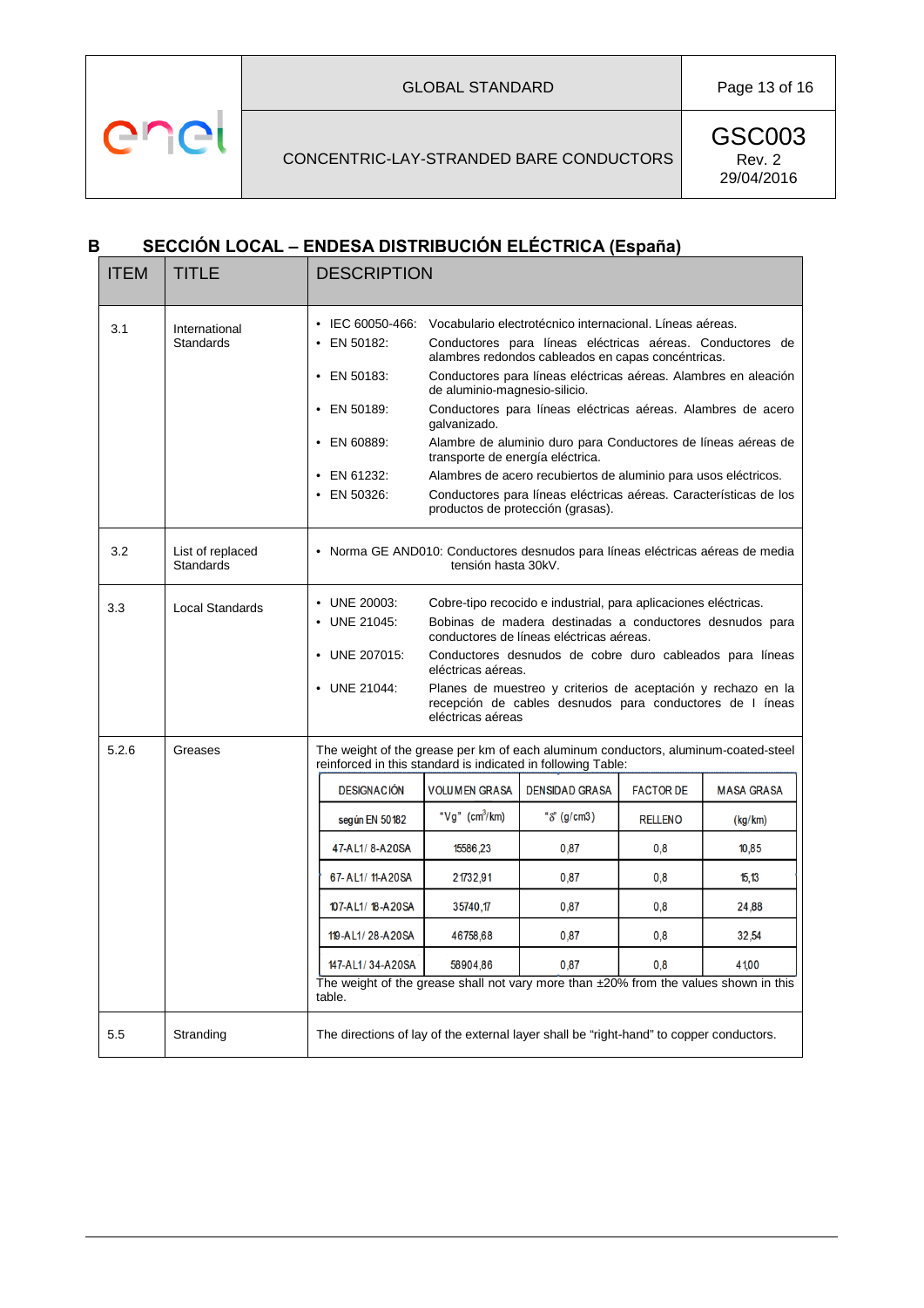## B SECCIÓN LOCAL – ENDESA DISTRIBUCIÓN ELÉCTRICA (España)

| ITEM | TITLE | DESCRIPTION |
|---|---|---|
| 3.1 | International Standards | • IEC 60050-466: Vocabulario electrotécnico internacional. Líneas aéreas.<br>• EN 50182: Conductores para líneas eléctricas aéreas. Conductores de alambres redondos cableados en capas concéntricas.<br>• EN 50183: Conductores para líneas eléctricas aéreas. Alambres en aleación de aluminio-magnesio-silicio.<br>• EN 50189: Conductores para líneas eléctricas aéreas. Alambres de acero galvanizado.<br>• EN 60889: Alambre de aluminio duro para Conductores de líneas aéreas de transporte de energía eléctrica.<br>• EN 61232: Alambres de acero recubiertos de aluminio para usos eléctricos.<br>• EN 50326: Conductores para líneas eléctricas aéreas. Características de los productos de protección (grasas). |
| 3.2 | List of replaced Standards | • Norma GE AND010: Conductores desnudos para líneas eléctricas aéreas de media tensión hasta 30kV. |
| 3.3 | Local Standards | • UNE 20003: Cobre-tipo recocido e industrial, para aplicaciones eléctricas.<br>• UNE 21045: Bobinas de madera destinadas a conductores desnudos para conductores de líneas eléctricas aéreas.<br>• UNE 207015: Conductores desnudos de cobre duro cableados para líneas eléctricas aéreas.<br>• UNE 21044: Planes de muestreo y criterios de aceptación y rechazo en la recepción de cables desnudos para conductores de l íneas eléctricas aéreas |
| 5.2.6 | Greases | The weight of the grease per km of each aluminum conductors, aluminum-coated-steel reinforced in this standard is indicated in following Table: (see table below)<br>The weight of the grease shall not vary more than ±20% from the values shown in this table. |
| 5.5 | Stranding | The directions of lay of the external layer shall be "right-hand" to copper conductors. |

| DESIGNACIÓN según EN 50182 | VOLUMEN GRASA "Vg" ($cm^3$/km) | DENSIDAD GRASA "δ" (g/cm3) | FACTOR DE RELLENO | MASA GRASA (kg/km) |
|---|---|---|---|---|
| 47-AL1/ 8-A20SA | 15586,23 | 0,87 | 0,8 | 10,85 |
| 67-AL1/ 11-A20SA | 21732,91 | 0,87 | 0,8 | 15,13 |
| 107-AL1/ 18-A20SA | 35740,17 | 0,87 | 0,8 | 24,88 |
| 119-AL1/ 28-A20SA | 46758,68 | 0,87 | 0,8 | 32,54 |
| 147-AL1/ 34-A20SA | 58904,86 | 0,87 | 0,8 | 41,00 |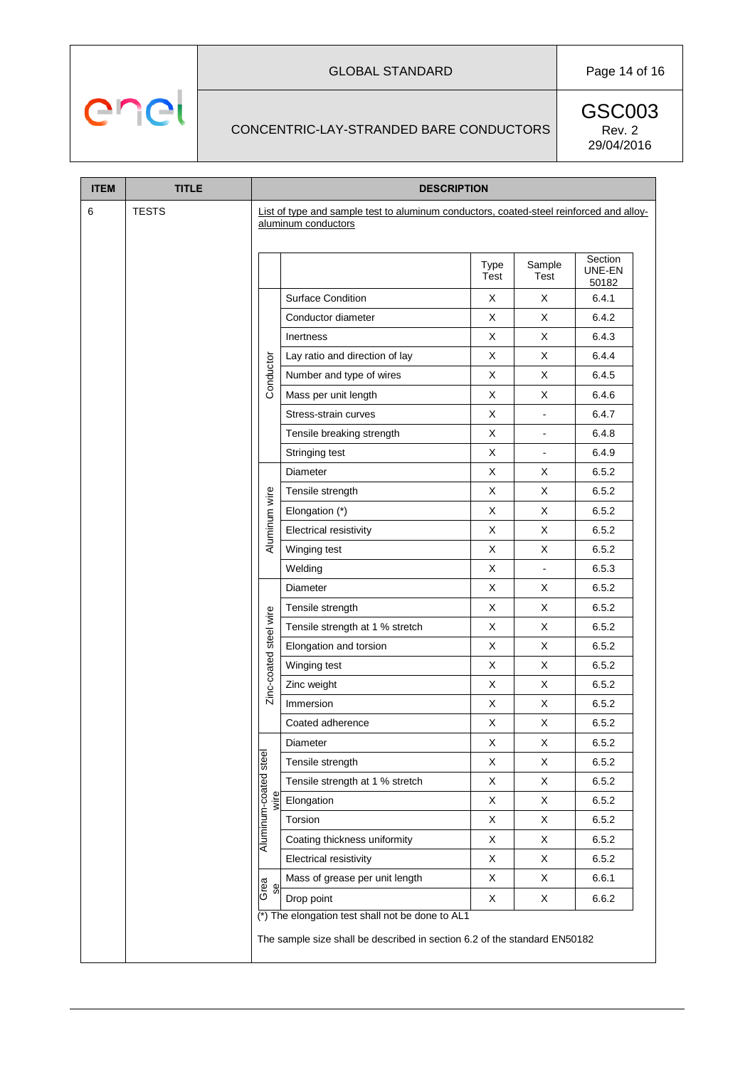| ITEM | TITLE | DESCRIPTION |
|---|---|---|
| 6 | TESTS | List of type and sample test to aluminum conductors, coated-steel reinforced and alloy-aluminum conductors |

| | | Type Test | Sample Test | Section UNE-EN 50182 |
|---|---|---|---|---|
| Conductor | Surface Condition | X | X | 6.4.1 |
| | Conductor diameter | X | X | 6.4.2 |
| | Inertness | X | X | 6.4.3 |
| | Lay ratio and direction of lay | X | X | 6.4.4 |
| | Number and type of wires | X | X | 6.4.5 |
| | Mass per unit length | X | X | 6.4.6 |
| | Stress-strain curves | X | - | 6.4.7 |
| | Tensile breaking strength | X | - | 6.4.8 |
| | Stringing test | X | - | 6.4.9 |
| Aluminum wire | Diameter | X | X | 6.5.2 |
| | Tensile strength | X | X | 6.5.2 |
| | Elongation (*) | X | X | 6.5.2 |
| | Electrical resistivity | X | X | 6.5.2 |
| | Winging test | X | X | 6.5.2 |
| | Welding | X | - | 6.5.3 |
| Zinc-coated steel wire | Diameter | X | X | 6.5.2 |
| | Tensile strength | X | X | 6.5.2 |
| | Tensile strength at 1 % stretch | X | X | 6.5.2 |
| | Elongation and torsion | X | X | 6.5.2 |
| | Winging test | X | X | 6.5.2 |
| | Zinc weight | X | X | 6.5.2 |
| | Immersion | X | X | 6.5.2 |
| | Coated adherence | X | X | 6.5.2 |
| Aluminum-coated steel wire | Diameter | X | X | 6.5.2 |
| | Tensile strength | X | X | 6.5.2 |
| | Tensile strength at 1 % stretch | X | X | 6.5.2 |
| | Elongation | X | X | 6.5.2 |
| | Torsion | X | X | 6.5.2 |
| | Coating thickness uniformity | X | X | 6.5.2 |
| | Electrical resistivity | X | X | 6.5.2 |
| Grease | Mass of grease per unit length | X | X | 6.6.1 |
| | Drop point | X | X | 6.6.2 |

(*) The elongation test shall not be done to AL1

The sample size shall be described in section 6.2 of the standard EN50182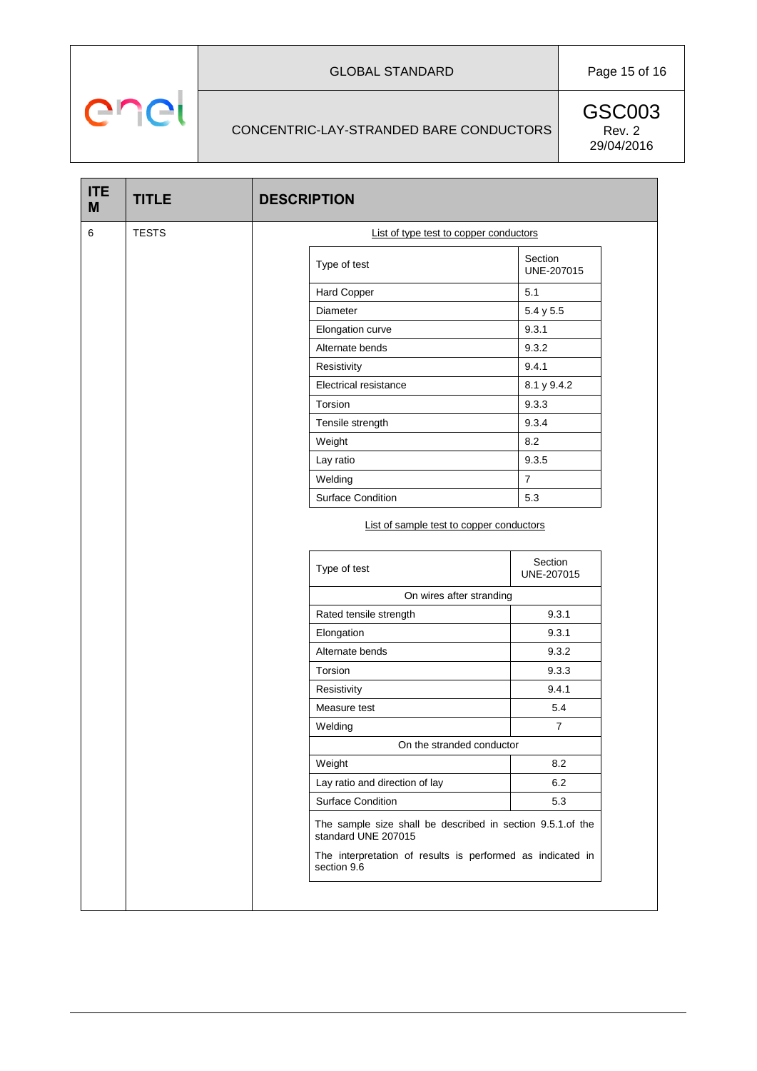| ITEM | TITLE | DESCRIPTION |
|---|---|---|
| 6 | TESTS | List of type test to copper conductors |

| Type of test | Section UNE-207015 |
|---|---|
| Hard Copper | 5.1 |
| Diameter | 5.4 y 5.5 |
| Elongation curve | 9.3.1 |
| Alternate bends | 9.3.2 |
| Resistivity | 9.4.1 |
| Electrical resistance | 8.1 y 9.4.2 |
| Torsion | 9.3.3 |
| Tensile strength | 9.3.4 |
| Weight | 8.2 |
| Lay ratio | 9.3.5 |
| Welding | 7 |
| Surface Condition | 5.3 |

List of sample test to copper conductors

| Type of test | Section UNE-207015 |
|---|---|
| On wires after stranding | |
| Rated tensile strength | 9.3.1 |
| Elongation | 9.3.1 |
| Alternate bends | 9.3.2 |
| Torsion | 9.3.3 |
| Resistivity | 9.4.1 |
| Measure test | 5.4 |
| Welding | 7 |
| On the stranded conductor | |
| Weight | 8.2 |
| Lay ratio and direction of lay | 6.2 |
| Surface Condition | 5.3 |

The sample size shall be described in section 9.5.1.of the standard UNE 207015

The interpretation of results is performed as indicated in section 9.6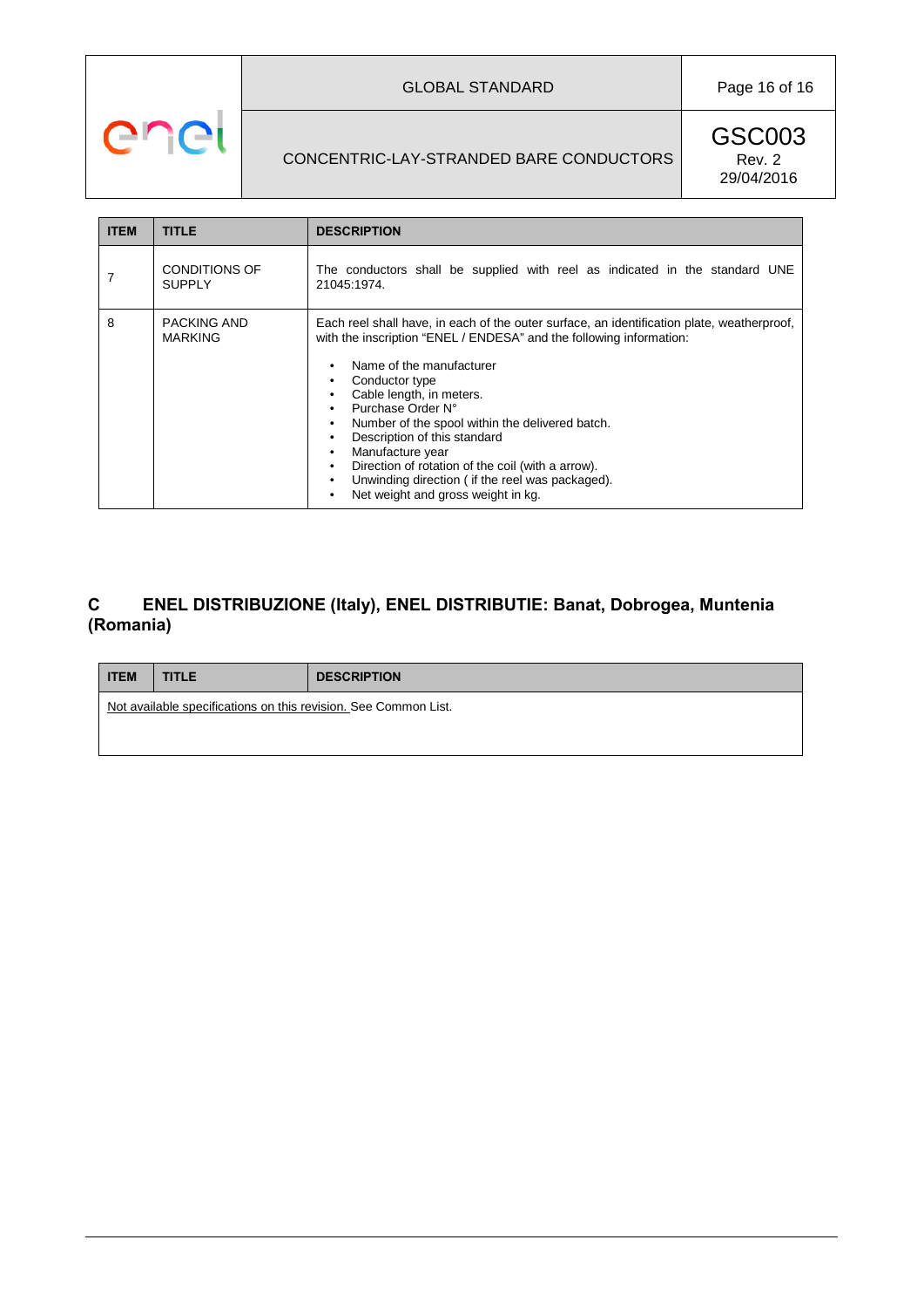| ITEM | TITLE | DESCRIPTION |
|---|---|---|
| 7 | CONDITIONS OF SUPPLY | The conductors shall be supplied with reel as indicated in the standard UNE 21045:1974. |
| 8 | PACKING AND MARKING | Each reel shall have, in each of the outer surface, an identification plate, weatherproof, with the inscription "ENEL / ENDESA" and the following information:<br>• Name of the manufacturer<br>• Conductor type<br>• Cable length, in meters.<br>• Purchase Order N°<br>• Number of the spool within the delivered batch.<br>• Description of this standard<br>• Manufacture year<br>• Direction of rotation of the coil (with a arrow).<br>• Unwinding direction ( if the reel was packaged).<br>• Net weight and gross weight in kg. |

## C ENEL DISTRIBUZIONE (Italy), ENEL DISTRIBUTIE: Banat, Dobrogea, Muntenia (Romania)

| ITEM | TITLE | DESCRIPTION |
|---|---|---|
| Not available specifications on this revision. See Common List. | | |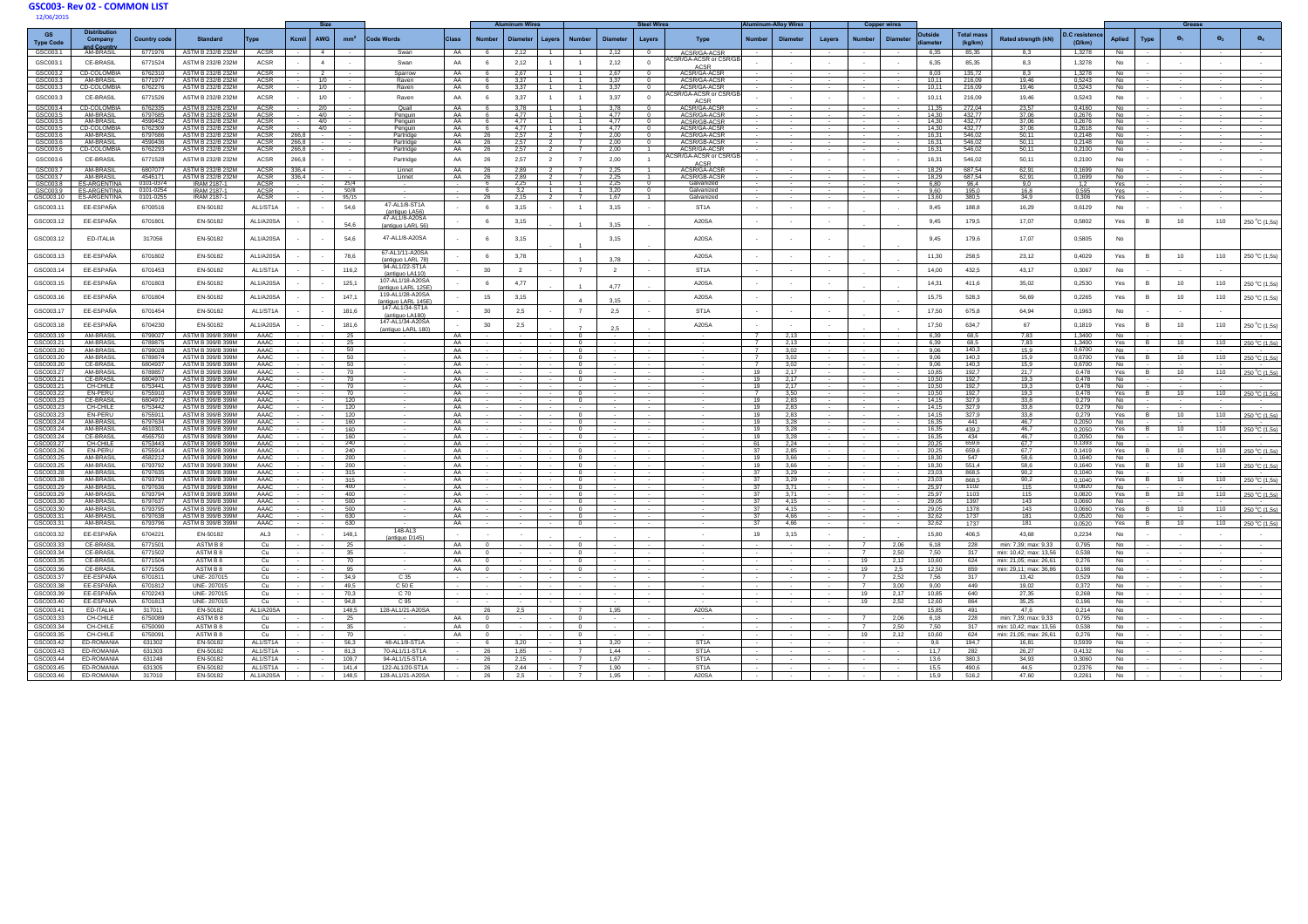# GSC003- Rev 02 - COMMON LIST

12/06/2015

| GS Type Code | Distribution Company and Country | Country code | Standard | Type | Size | | | Code Words | Class | Aluminum Wires | | | Steel Wires | | | | Aluminum-Alloy Wires | | | Copper wires | | Outside diameter | Total mass (kg/km) | Rated strength (kN) | D.C resistence (Ω/km) | Grease | | | | |
|---|---|---|---|---|---|---|---|---|---|---|---|---|---|---|---|---|---|---|---|---|---|---|---|---|---|---|---|---|---|---|
| | | | | | Kcmil | AWG | mm² | | | Number | Diameter | Layers | Number | Diameter | Layers | Type | Number | Diameter | Layers | Number | Diameter | | | | | Aplied | Type | Θ₁ | Θ₂ | Θ₃ |
| GSC003.1 | AM-BRASIL | 6771976 | ASTM B 232/B 232M | ACSR | - | 4 | - | Swan | AA | 6 | 2,12 | 1 | 1 | 2,12 | 0 | ACSR/GA-ACSR | - | - | - | - | - | 6,35 | 85,35 | 8,3 | 1,3278 | No | - | - | - | - |
| GSC003.1 | CE-BRASIL | 6771524 | ASTM B 232/B 232M | ACSR | - | 4 | - | Swan | AA | 6 | 2,12 | 1 | 1 | 2,12 | 0 | ACSR/GA-ACSR or CSR/GB-ACSR | - | - | - | - | - | 6,35 | 85,35 | 8,3 | 1,3278 | No | - | - | - | - |
| GSC003.2 | CD-COLOMBIA | 6762310 | ASTM B 232/B 232M | ACSR | - | 2 | - | Sparrow | AA | 6 | 2,67 | 1 | 1 | 2,67 | 0 | ACSR/GA-ACSR | - | - | - | - | - | 8,03 | 135,72 | 8,3 | 1,3278 | No | - | - | - | - |
| GSC003.3 | AM-BRASIL | 6771977 | ASTM B 232/B 232M | ACSR | - | 1/0 | - | Raven | AA | 6 | 3,37 | 1 | 1 | 3,37 | 0 | ACSR/GA-ACSR | - | - | - | - | - | 10,11 | 216,09 | 19,46 | 0,5243 | No | - | - | - | - |
| GSC003.3 | CD-COLOMBIA | 6762276 | ASTM B 232/B 232M | ACSR | - | 1/0 | - | Raven | AA | 6 | 3,37 | 1 | 1 | 3,37 | 0 | ACSR/GA-ACSR | - | - | - | - | - | 10,11 | 216,09 | 19,46 | 0,5243 | No | - | - | - | - |
| GSC003.3 | CE-BRASIL | 6771526 | ASTM B 232/B 232M | ACSR | - | 1/0 | - | Raven | AA | 6 | 3,37 | 1 | 1 | 3,37 | 0 | ACSR/GA-ACSR or CSR/GB-ACSR | - | - | - | - | - | 10,11 | 216,09 | 19,46 | 0,5243 | No | - | - | - | - |
| GSC003.4 | CD-COLOMBIA | 6762335 | ASTM B 232/B 232M | ACSR | - | 2/0 | - | Quail | AA | 6 | 3,78 | 1 | 1 | 3,78 | 0 | ACSR/GA-ACSR | - | - | - | - | - | 11,35 | 272,04 | 23,57 | 0,4160 | No | - | - | - | - |
| GSC003.5 | AM-BRASIL | 6797685 | ASTM B 232/B 232M | ACSR | - | 4/0 | - | Penguin | AA | 6 | 4,77 | 1 | 1 | 4,77 | 0 | ACSR/GA-ACSR | - | - | - | - | - | 14,30 | 432,77 | 37,06 | 0,2676 | No | - | - | - | - |
| GSC003.5 | AM-BRASIL | 4590452 | ASTM B 232/B 232M | ACSR | - | 4/0 | - | Penguin | AA | 6 | 4,77 | 1 | 1 | 4,77 | 0 | ACSR/GB-ACSR | - | - | - | - | - | 14,30 | 432,77 | 37,06 | 0,2676 | No | - | - | - | - |
| GSC003.5 | CD-COLOMBIA | 6762309 | ASTM B 232/B 232M | ACSR | - | 4/0 | - | Penguin | AA | 6 | 4,77 | 1 | 1 | 4,77 | 0 | ACSR/GA-ACSR | - | - | - | - | - | 14,30 | 432,77 | 37,06 | 0,2618 | No | - | - | - | - |
| GSC003.6 | AM-BRASIL | 6797686 | ASTM B 232/B 232M | ACSR | 266,8 | - | - | Partridge | AA | 26 | 2,57 | 2 | 7 | 2,00 | 0 | ACSR/GA-ACSR | - | - | - | - | - | 16,31 | 546,02 | 50,11 | 0,2148 | No | - | - | - | - |
| GSC003.6 | AM-BRASIL | 4590436 | ASTM B 232/B 232M | ACSR | 266,8 | - | - | Partridge | AA | 26 | 2,57 | 2 | 7 | 2,00 | 0 | ACSR/GB-ACSR | - | - | - | - | - | 16,31 | 546,02 | 50,11 | 0,2148 | No | - | - | - | - |
| GSC003.6 | CD-COLOMBIA | 6762293 | ASTM B 232/B 232M | ACSR | 266,8 | - | - | Partridge | AA | 26 | 2,57 | 2 | 7 | 2,00 | 1 | ACSR/GA-ACSR | - | - | - | - | - | 16,31 | 546,02 | 50,11 | 0,2100 | No | - | - | - | - |
| GSC003.6 | CE-BRASIL | 6771528 | ASTM B 232/B 232M | ACSR | 266,8 | - | - | Partridge | AA | 26 | 2,57 | 2 | 7 | 2,00 | 1 | ACSR/GA-ACSR or CSR/GB-ACSR | - | - | - | - | - | 16,31 | 546,02 | 50,11 | 0,2100 | No | - | - | - | - |
| GSC003.7 | AM-BRASIL | 6807077 | ASTM B 232/B 232M | ACSR | 336,4 | - | - | Linnet | AA | 26 | 2,89 | 2 | 7 | 2,25 | 1 | ACSR/GA-ACSR | - | - | - | - | - | 18,29 | 687,54 | 62,91 | 0,1699 | No | - | - | - | - |
| GSC003.7 | AM-BRASIL | 4545171 | ASTM B 232/B 232M | ACSR | 336,4 | - | - | Linnet | AA | 26 | 2,89 | 2 | 7 | 2,25 | 1 | ACSR/GB-ACSR | - | - | - | - | - | 18,29 | 687,54 | 62,91 | 0,1699 | No | - | - | - | - |
| GSC003.8 | ES-ARGENTINA | 0101-0374 | IRAM 2187-1 | ACSR | - | - | 25/4 | - | - | 6 | 2,25 | 1 | 1 | 2,25 | 0 | Galvanized | - | - | - | - | - | 6,80 | 98,4 | 9,0 | 1,2 | Yes | - | - | - | - |
| GSC003.9 | ES-ARGENTINA | 0101-0254 | IRAM 2187-1 | ACSR | - | - | 50/8 | - | - | 6 | 3,2 | 1 | 1 | 3,20 | 0 | Galvanized | - | - | - | - | - | 9,60 | 195,0 | 16,8 | 0,595 | Yes | - | - | - | - |
| GSC003.10 | ES-ARGENTINA | 0101-0255 | IRAM 2187-1 | ACSR | - | - | 95/15 | - | - | 26 | 2,15 | 2 | 7 | 1,67 | 1 | Galvanized | - | - | - | - | - | 13,60 | 380,5 | 34,9 | 0,306 | Yes | - | - | - | - |
| GSC003.11 | EE-ESPAÑA | 6700516 | EN-50182 | AL1/ST1A | - | - | 54,6 | 47-AL1/8-ST1A (antiguo LA56) | - | 6 | 3,15 | - | 1 | 3,15 | - | ST1A | - | - | - | - | - | 9,45 | 188,8 | 16,29 | 0,6129 | No | - | - | - | - |
| GSC003.12 | EE-ESPAÑA | 6701801 | EN-50182 | AL1/A20SA | - | - | 54,6 | 47-AL1/8-A20SA (antiguo LARL 56) | - | 6 | 3,15 | - | 1 | 3,15 | - | A20SA | - | - | - | - | - | 9,45 | 179,5 | 17,07 | 0,5802 | Yes | B | 10 | 110 | 250 °C (1,5s) |
| GSC003.12 | ED-ITALIA | 317056 | EN-50182 | AL1/A20SA | - | - | 54,6 | 47-AL1/8-A20SA | - | 6 | 3,15 | - | 1 | 3,15 | - | A20SA | - | - | - | - | - | 9,45 | 179,6 | 17,07 | 0,5805 | No | | | | |
| GSC003.13 | EE-ESPAÑA | 6701802 | EN-50182 | AL1/A20SA | - | - | 78,6 | 67-AL1/11-A20SA (antiguo LARL 78) | - | 6 | 3,78 | - | 1 | 3,78 | - | A20SA | - | - | - | - | - | 11,30 | 258,5 | 23,12 | 0,4029 | Yes | B | 10 | 110 | 250 °C (1,5s) |
| GSC003.14 | EE-ESPAÑA | 6701453 | EN-50182 | AL1/ST1A | - | - | 116,2 | 94-AL1/22-ST1A (antiguo LA110) | - | 30 | 2 | - | 7 | 2 | - | ST1A | - | - | - | - | - | 14,00 | 432,5 | 43,17 | 0,3067 | No | - | - | - | - |
| GSC003.15 | EE-ESPAÑA | 6701803 | EN-50182 | AL1/A20SA | - | - | 125,1 | 107-AL1/18-A20SA (antiguo LARL 125E) | - | 6 | 4,77 | - | 1 | 4,77 | - | A20SA | - | - | - | - | - | 14,31 | 411,6 | 35,02 | 0,2530 | Yes | B | 10 | 110 | 250 °C (1,5s) |
| GSC003.16 | EE-ESPAÑA | 6701804 | EN-50182 | AL1/A20SA | - | - | 147,1 | 119-AL1/28-A20SA (antiguo LARL 145E) | - | 15 | 3,15 | - | 4 | 3,15 | - | A20SA | - | - | - | - | - | 15,75 | 528,3 | 56,69 | 0,2265 | Yes | B | 10 | 110 | 250 °C (1,5s) |
| GSC003.17 | EE-ESPAÑA | 6701454 | EN-50182 | AL1/ST1A | - | - | 181,6 | 147-AL1/34-ST1A (antiguo LA180) | - | 30 | 2,5 | - | 7 | 2,5 | - | ST1A | - | - | - | - | - | 17,50 | 675,8 | 64,94 | 0,1963 | No | - | - | - | - |
| GSC003.18 | EE-ESPAÑA | 6704230 | EN-50182 | AL1/A20SA | - | - | 181,6 | 147-AL1/34-A20SA (antiguo LARL 180) | - | 30 | 2,5 | - | 7 | 2,5 | - | A20SA | - | - | - | - | - | 17,50 | 634,7 | 67 | 0,1819 | Yes | B | 10 | 110 | 250 °C (1,5s) |
| GSC003.19 | AM-BRASIL | 6799027 | ASTM B 399/B 399M | AAAC | - | - | 25 | - | AA | - | - | - | 0 | - | - | - | 7 | 2,13 | - | - | - | 6,39 | 68,5 | 7,83 | 1,3400 | No | - | - | - | - |
| GSC003.21 | AM-BRASIL | 6789875 | ASTM B 399/B 399M | AAAC | - | - | 25 | - | AA | - | - | - | 0 | - | - | - | 7 | 2,13 | - | - | - | 6,39 | 68,5 | 7,83 | 1,3400 | Yes | B | 10 | 110 | 250 °C (1,5s) |
| GSC003.20 | AM-BRASIL | 6799028 | ASTM B 399/B 399M | AAAC | - | - | 50 | - | AA | - | - | - | 0 | - | - | - | 7 | 3,02 | - | - | - | 9,06 | 140,3 | 15,9 | 0,6700 | No | - | - | - | - |
| GSC003.20 | AM-BRASIL | 6789874 | ASTM B 399/B 399M | AAAC | - | - | 50 | - | AA | - | - | - | 0 | - | - | - | 7 | 3,02 | - | - | - | 9,06 | 140,3 | 15,9 | 0,6700 | Yes | B | 10 | 110 | 250 °C (1,5s) |
| GSC003.20 | CE-BRASIL | 6804937 | ASTM B 399/B 399M | AAAC | - | - | 50 | - | AA | - | - | - | 0 | - | - | - | 7 | 3,02 | - | - | - | 9,06 | 140,3 | 15,9 | 0,6700 | No | - | - | - | - |
| GSC003.27 | AM-BRASIL | 6789857 | ASTM B 399/B 399M | AAAC | - | - | 70 | - | AA | - | - | - | 0 | - | - | - | 19 | 2,17 | - | - | - | 10,85 | 192,7 | 21,7 | 0,478 | Yes | B | 10 | 110 | 250 °C (1,5s) |
| GSC003.21 | CE-BRASIL | 6804970 | ASTM B 399/B 399M | AAAC | - | - | 70 | - | AA | - | - | - | 0 | - | - | - | 19 | 2,17 | - | - | - | 10,50 | 192,7 | 19,3 | 0,478 | No | - | - | - | - |
| GSC003.21 | CH-CHILE | 6753441 | ASTM B 399/B 399M | AAAC | - | - | 70 | - | AA | - | - | - | - | - | - | - | 19 | 2,17 | - | - | - | 10,50 | 192,7 | 19,3 | 0,478 | No | - | - | - | - |
| GSC003.22 | EN-PERU | 6755910 | ASTM B 399/B 399M | AAAC | - | - | 70 | - | AA | - | - | - | 0 | - | - | - | 7 | 3,50 | - | - | - | 10,50 | 192,7 | 19,3 | 0,478 | Yes | B | 10 | 110 | 250 °C (1,5s) |
| GSC003.23 | CE-BRASIL | 6804972 | ASTM B 399/B 399M | AAAC | - | - | 120 | - | AA | - | - | - | 0 | - | - | - | 19 | 2,83 | - | - | - | 14,15 | 327,9 | 33,8 | 0,279 | No | - | - | - | - |
| GSC003.23 | CH-CHILE | 6753442 | ASTM B 399/B 399M | AAAC | - | - | 120 | - | AA | - | - | - | - | - | - | - | 19 | 2,83 | - | - | - | 14,15 | 327,9 | 33,8 | 0,279 | No | - | - | - | - |
| GSC003.23 | EN-PERU | 6755911 | ASTM B 399/B 399M | AAAC | - | - | 120 | - | AA | - | - | - | 0 | - | - | - | 19 | 2,83 | - | - | - | 14,15 | 327,9 | 33,8 | 0,279 | Yes | B | 10 | 110 | 250 °C (1,5s) |
| GSC003.24 | AM-BRASIL | 6797634 | ASTM B 399/B 399M | AAAC | - | - | 160 | - | AA | - | - | - | 0 | - | - | - | 19 | 3,28 | - | - | - | 16,35 | 441 | 46,7 | 0,2050 | No | - | - | - | - |
| GSC003.24 | AM-BRASIL | 4610301 | ASTM B 399/B 399M | AAAC | - | - | 160 | - | AA | - | - | - | 0 | - | - | - | 19 | 3,28 | - | - | - | 16,35 | 439,2 | 46,7 | 0,2050 | Yes | B | 10 | 110 | 250 °C (1,5s) |
| GSC003.24 | CE-BRASIL | 4565750 | ASTM B 399/B 399M | AAAC | - | - | 160 | - | AA | - | - | - | 0 | - | - | - | 19 | 3,28 | - | - | - | 16,35 | 434 | 46,7 | 0,2050 | No | - | - | - | - |
| GSC003.27 | CH-CHILE | 6753443 | ASTM B 399/B 399M | AAAC | - | - | 240 | - | AA | - | - | - | - | - | - | - | 61 | 2,24 | - | - | - | 20,25 | 659,6 | 67,7 | 0,1393 | No | - | - | - | - |
| GSC003.26 | EN-PERU | 6755914 | ASTM B 399/B 399M | AAAC | - | - | 240 | - | AA | - | - | - | 0 | - | - | - | 37 | 2,85 | - | - | - | 20,25 | 659,6 | 67,7 | 0,1419 | Yes | B | 10 | 110 | 250 °C (1,5s) |
| GSC003.25 | AM-BRASIL | 4582212 | ASTM B 399/B 399M | AAAC | - | - | 200 | - | AA | - | - | - | 0 | - | - | - | 19 | 3,66 | - | - | - | 18,30 | 547 | 58,6 | 0,1640 | No | - | - | - | - |
| GSC003.25 | AM-BRASIL | 6793792 | ASTM B 399/B 399M | AAAC | - | - | 200 | - | AA | - | - | - | 0 | - | - | - | 19 | 3,66 | - | - | - | 18,30 | 551,4 | 58,6 | 0,1640 | Yes | B | 10 | 110 | 250 °C (1,5s) |
| GSC003.28 | AM-BRASIL | 6797635 | ASTM B 399/B 399M | AAAC | - | - | 315 | - | AA | - | - | - | 0 | - | - | - | 37 | 3,29 | - | - | - | 23,03 | 868,5 | 90,2 | 0,1040 | No | - | - | - | - |
| GSC003.28 | AM-BRASIL | 6793793 | ASTM B 399/B 399M | AAAC | - | - | 315 | - | AA | - | - | - | 0 | - | - | - | 37 | 3,29 | - | - | - | 23,03 | 868,5 | 90,2 | 0,1040 | Yes | B | 10 | 110 | 250 °C (1,5s) |
| GSC003.29 | AM-BRASIL | 6797636 | ASTM B 399/B 399M | AAAC | - | - | 400 | - | AA | - | - | - | 0 | - | - | - | 37 | 3,71 | - | - | - | 25,97 | 1102 | 115 | 0,0820 | No | - | - | - | - |
| GSC003.29 | AM-BRASIL | 6793794 | ASTM B 399/B 399M | AAAC | - | - | 400 | - | AA | - | - | - | 0 | - | - | - | 37 | 3,71 | - | - | - | 25,97 | 1103 | 115 | 0,0820 | Yes | B | 10 | 110 | 250 °C (1,5s) |
| GSC003.30 | AM-BRASIL | 6797637 | ASTM B 399/B 399M | AAAC | - | - | 500 | - | AA | - | - | - | 0 | - | - | - | 37 | 4,15 | - | - | - | 29,05 | 1397 | 143 | 0,0660 | No | - | - | - | - |
| GSC003.30 | AM-BRASIL | 6793795 | ASTM B 399/B 399M | AAAC | - | - | 500 | - | AA | - | - | - | 0 | - | - | - | 37 | 4,15 | - | - | - | 29,05 | 1378 | 143 | 0,0660 | Yes | B | 10 | 110 | 250 °C (1,5s) |
| GSC003.31 | AM-BRASIL | 6797638 | ASTM B 399/B 399M | AAAC | - | - | 630 | - | AA | - | - | - | 0 | - | - | - | 37 | 4,66 | - | - | - | 32,62 | 1737 | 181 | 0,0520 | No | - | - | - | - |
| GSC003.31 | AM-BRASIL | 6793796 | ASTM B 399/B 399M | AAAC | - | - | 630 | - | AA | - | - | - | 0 | - | - | - | 37 | 4,66 | - | - | - | 32,62 | 1737 | 181 | 0,0520 | Yes | B | 10 | 110 | 250 °C (1,5s) |
| GSC003.32 | EE-ESPAÑA | 6704221 | EN-50182 | AL3 | - | - | 148,1 | 148-AL3 (antiguo D145) | - | - | - | - | - | - | - | - | 19 | 3,15 | - | - | - | 15,80 | 406,5 | 43,68 | 0,2234 | No | - | - | - | - |
| GSC003.33 | CE-BRASIL | 6771501 | ASTM B 8 | Cu | - | - | 25 | - | AA | 0 | - | - | 0 | - | - | - | - | - | - | 7 | 2,06 | 6,18 | 228 | min: 7,39; max: 9,33 | 0,795 | No | - | - | - | - |
| GSC003.34 | CE-BRASIL | 6771502 | ASTM B 8 | Cu | - | - | 35 | - | AA | 0 | - | - | 0 | - | - | - | - | - | - | 7 | 2,50 | 7,50 | 317 | min: 10,42; max: 13,56 | 0,538 | No | - | - | - | - |
| GSC003.35 | CE-BRASIL | 6771504 | ASTM B 8 | Cu | - | - | 70 | - | AA | 0 | - | - | 0 | - | - | - | - | - | - | 19 | 2,12 | 10,60 | 624 | min: 21,05; max: 26,61 | 0,276 | No | - | - | - | - |
| GSC003.36 | CE-BRASIL | 6771505 | ASTM B 8 | Cu | - | - | 95 | - | AA | 0 | - | - | 0 | - | - | - | - | - | - | 19 | 2,5 | 12,50 | 859 | min: 29,11; max: 36,86 | 0,198 | No | - | - | - | - |
| GSC003.37 | EE-ESPAÑA | 6701811 | UNE- 207015 | Cu | - | - | 34,9 | C 35 | - | - | - | - | - | - | - | - | - | - | - | 7 | 2,52 | 7,56 | 317 | 13,42 | 0,529 | No | - | - | - | - |
| GSC003.38 | EE-ESPAÑA | 6701812 | UNE- 207015 | Cu | - | - | 49,5 | C 50 E | - | - | - | - | - | - | - | - | - | - | - | 7 | 3,00 | 9,00 | 449 | 19,02 | 0,372 | No | - | - | - | - |
| GSC003.39 | EE-ESPAÑA | 6702243 | UNE- 207015 | Cu | - | - | 70,3 | C 70 | - | - | - | - | - | - | - | - | - | - | - | 19 | 2,17 | 10,85 | 640 | 27,35 | 0,268 | No | - | - | - | - |
| GSC003.40 | EE-ESPAÑA | 6701813 | UNE- 207015 | Cu | - | - | 94,8 | C 95 | - | - | - | - | - | - | - | - | - | - | - | 19 | 2,52 | 12,60 | 864 | 35,25 | 0,196 | No | - | - | - | - |
| GSC003.41 | ED-ITALIA | 317011 | EN-50182 | AL1/A20SA | - | - | 148,5 | 128-AL1/21-A20SA | - | 26 | 2,5 | - | 7 | 1,95 | - | A20SA | - | - | - | - | - | 15,85 | 491 | 47,6 | 0,214 | No | - | - | - | - |
| GSC003.33 | CH-CHILE | 6750089 | ASTM B 8 | Cu | - | - | 25 | - | AA | 0 | - | - | 0 | - | - | - | - | - | - | 7 | 2,06 | 6,18 | 228 | min: 7,39; max: 9,33 | 0,795 | No | - | - | - | - |
| GSC003.34 | CH-CHILE | 6750090 | ASTM B 8 | Cu | - | - | 35 | - | AA | 0 | - | - | 0 | - | - | - | - | - | - | 7 | 2,50 | 7,50 | 317 | min: 10,42; max: 13,56 | 0,538 | No | - | - | - | - |
| GSC003.35 | CH-CHILE | 6750091 | ASTM B 8 | Cu | - | - | 70 | - | AA | 0 | - | - | 0 | - | - | - | - | - | - | 19 | 2,12 | 10,60 | 624 | min: 21,05; max: 26,61 | 0,276 | No | - | - | - | - |
| GSC003.42 | ED-ROMANIA | 631302 | EN-50182 | AL1/ST1A | - | - | 56,3 | 48-AL1/8-ST1A | - | 6 | 3,20 | - | 1 | 3,20 | - | ST1A | - | - | - | - | - | 9,6 | 194,7 | 16,81 | 0,5939 | No | - | - | - | - |
| GSC003.43 | ED-ROMANIA | 631303 | EN-50182 | AL1/ST1A | - | - | 81,3 | 70-AL1/11-ST1A | - | 26 | 1,85 | - | 7 | 1,44 | - | ST1A | - | - | - | - | - | 11,7 | 282 | 26,27 | 0,4132 | No | - | - | - | - |
| GSC003.44 | ED-ROMANIA | 631248 | EN-50182 | AL1/ST1A | - | - | 109,7 | 94-AL1/15-ST1A | - | 26 | 2,15 | - | 7 | 1,67 | - | ST1A | - | - | - | - | - | 13,6 | 380,3 | 34,93 | 0,3060 | No | - | - | - | - |
| GSC003.45 | ED-ROMANIA | 631305 | EN-50182 | AL1/ST1A | - | - | 141,4 | 122-AL1/20-ST1A | - | 26 | 2,44 | - | 7 | 1,90 | - | ST1A | - | - | - | - | - | 15,5 | 490,6 | 44,5 | 0,2376 | No | - | - | - | - |
| GSC003.46 | ED-ROMANIA | 317010 | EN-50182 | AL1/A20SA | - | - | 148,5 | 128-AL1/21-A20SA | - | 26 | 2,5 | - | 7 | 1,95 | - | A20SA | - | - | - | - | - | 15,9 | 516,2 | 47,60 | 0,2261 | No | - | - | - | - |